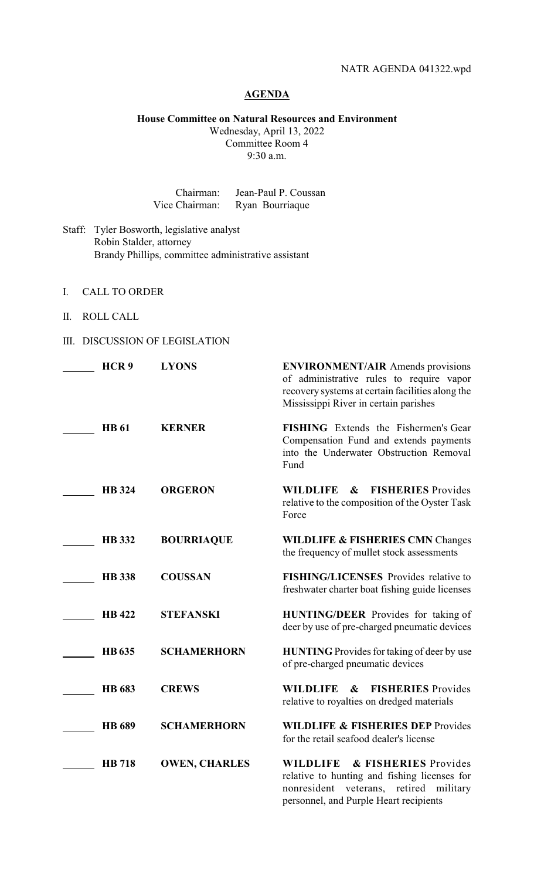NATR AGENDA 041322.wpd

# AGENDA

**House Committee on Natural Resources and Environment**
Wednesday, April 13, 2022
Committee Room 4
9:30 a.m.

Chairman: Jean-Paul P. Coussan
Vice Chairman: Ryan Bourriaque

Staff: Tyler Bosworth, legislative analyst
Robin Stalder, attorney
Brandy Phillips, committee administrative assistant

I. CALL TO ORDER

II. ROLL CALL

III. DISCUSSION OF LEGISLATION

| | Bill | Author | Description |
|---|---|---|---|
| ______ | **HCR 9** | **LYONS** | **ENVIRONMENT/AIR** Amends provisions of administrative rules to require vapor recovery systems at certain facilities along the Mississippi River in certain parishes |
| ______ | **HB 61** | **KERNER** | **FISHING** Extends the Fishermen's Gear Compensation Fund and extends payments into the Underwater Obstruction Removal Fund |
| ______ | **HB 324** | **ORGERON** | **WILDLIFE & FISHERIES** Provides relative to the composition of the Oyster Task Force |
| ______ | **HB 332** | **BOURRIAQUE** | **WILDLIFE & FISHERIES CMN** Changes the frequency of mullet stock assessments |
| ______ | **HB 338** | **COUSSAN** | **FISHING/LICENSES** Provides relative to freshwater charter boat fishing guide licenses |
| ______ | **HB 422** | **STEFANSKI** | **HUNTING/DEER** Provides for taking of deer by use of pre-charged pneumatic devices |
| ______ | **HB 635** | **SCHAMERHORN** | **HUNTING** Provides for taking of deer by use of pre-charged pneumatic devices |
| ______ | **HB 683** | **CREWS** | **WILDLIFE & FISHERIES** Provides relative to royalties on dredged materials |
| ______ | **HB 689** | **SCHAMERHORN** | **WILDLIFE & FISHERIES DEP** Provides for the retail seafood dealer's license |
| ______ | **HB 718** | **OWEN, CHARLES** | **WILDLIFE & FISHERIES** Provides relative to hunting and fishing licenses for nonresident veterans, retired military personnel, and Purple Heart recipients |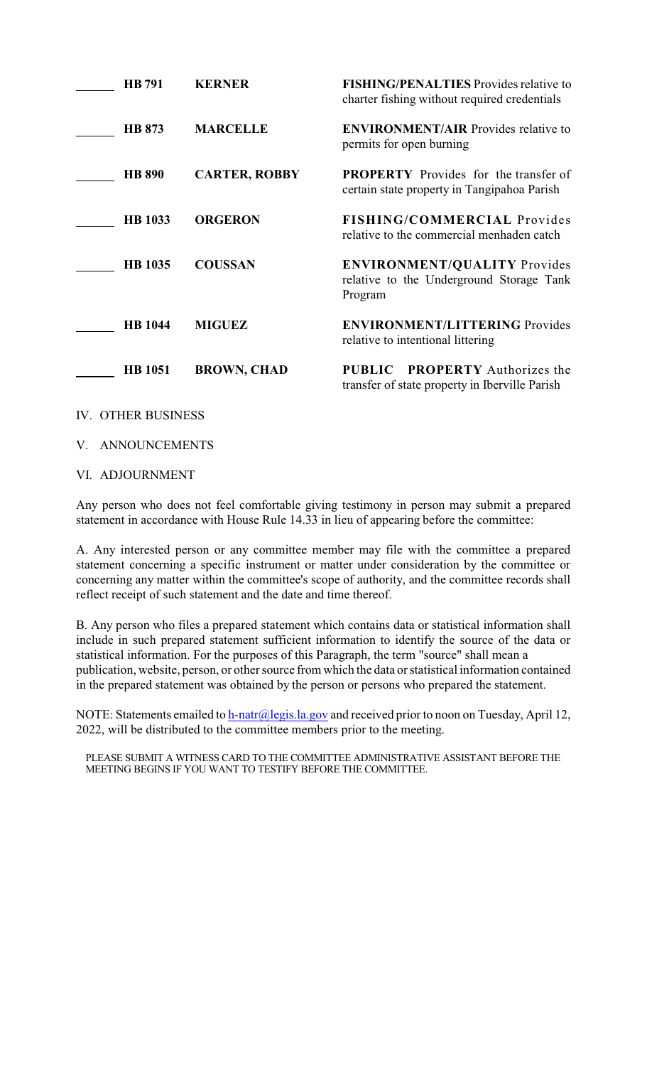| | | | |
|---|---|---|---|
| ______ | **HB 791** | **KERNER** | **FISHING/PENALTIES** Provides relative to charter fishing without required credentials |
| ______ | **HB 873** | **MARCELLE** | **ENVIRONMENT/AIR** Provides relative to permits for open burning |
| ______ | **HB 890** | **CARTER, ROBBY** | **PROPERTY** Provides for the transfer of certain state property in Tangipahoa Parish |
| ______ | **HB 1033** | **ORGERON** | **FISHING/COMMERCIAL** Provides relative to the commercial menhaden catch |
| ______ | **HB 1035** | **COUSSAN** | **ENVIRONMENT/QUALITY** Provides relative to the Underground Storage Tank Program |
| ______ | **HB 1044** | **MIGUEZ** | **ENVIRONMENT/LITTERING** Provides relative to intentional littering |
| ______ | **HB 1051** | **BROWN, CHAD** | **PUBLIC PROPERTY** Authorizes the transfer of state property in Iberville Parish |

IV. OTHER BUSINESS

V. ANNOUNCEMENTS

VI. ADJOURNMENT

Any person who does not feel comfortable giving testimony in person may submit a prepared statement in accordance with House Rule 14.33 in lieu of appearing before the committee:

A. Any interested person or any committee member may file with the committee a prepared statement concerning a specific instrument or matter under consideration by the committee or concerning any matter within the committee's scope of authority, and the committee records shall reflect receipt of such statement and the date and time thereof.

B. Any person who files a prepared statement which contains data or statistical information shall include in such prepared statement sufficient information to identify the source of the data or statistical information. For the purposes of this Paragraph, the term "source" shall mean a publication, website, person, or other source from which the data or statistical information contained in the prepared statement was obtained by the person or persons who prepared the statement.

NOTE: Statements emailed to h-natr@legis.la.gov and received prior to noon on Tuesday, April 12, 2022, will be distributed to the committee members prior to the meeting.

PLEASE SUBMIT A WITNESS CARD TO THE COMMITTEE ADMINISTRATIVE ASSISTANT BEFORE THE MEETING BEGINS IF YOU WANT TO TESTIFY BEFORE THE COMMITTEE.